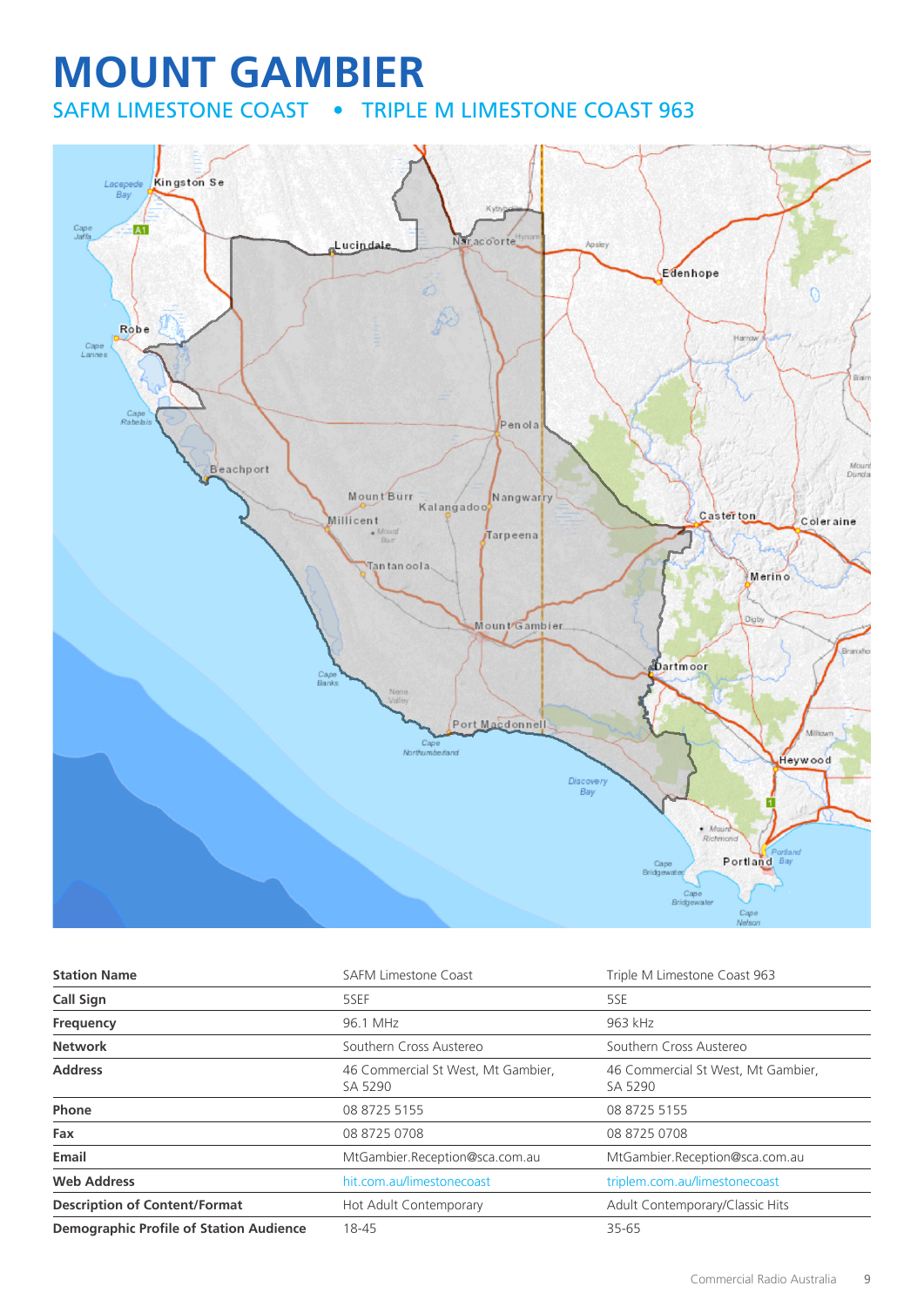# MOUNT GAMBIER

## SAFM LIMESTONE COAST • TRIPLE M LIMESTONE COAST 963

| Station Name | SAFM Limestone Coast | Triple M Limestone Coast 963 |
|---|---|---|
| Call Sign | 5SEF | 5SE |
| Frequency | 96.1 MHz | 963 kHz |
| Network | Southern Cross Austereo | Southern Cross Austereo |
| Address | 46 Commercial St West, Mt Gambier, SA 5290 | 46 Commercial St West, Mt Gambier, SA 5290 |
| Phone | 08 8725 5155 | 08 8725 5155 |
| Fax | 08 8725 0708 | 08 8725 0708 |
| Email | MtGambier.Reception@sca.com.au | MtGambier.Reception@sca.com.au |
| Web Address | hit.com.au/limestonecoast | triplem.com.au/limestonecoast |
| Description of Content/Format | Hot Adult Contemporary | Adult Contemporary/Classic Hits |
| Demographic Profile of Station Audience | 18-45 | 35-65 |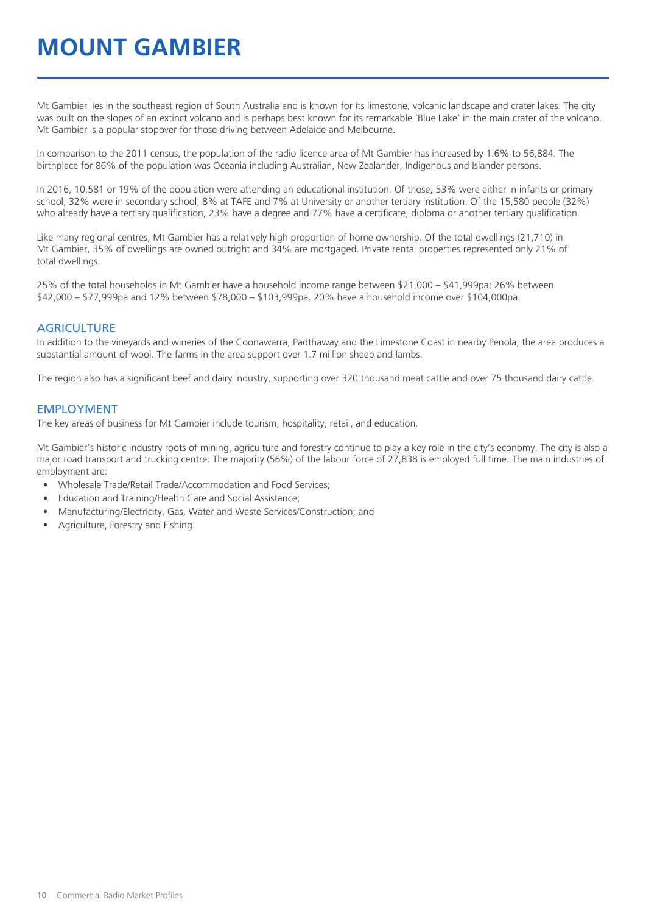# MOUNT GAMBIER

Mt Gambier lies in the southeast region of South Australia and is known for its limestone, volcanic landscape and crater lakes. The city was built on the slopes of an extinct volcano and is perhaps best known for its remarkable 'Blue Lake' in the main crater of the volcano. Mt Gambier is a popular stopover for those driving between Adelaide and Melbourne.

In comparison to the 2011 census, the population of the radio licence area of Mt Gambier has increased by 1.6% to 56,884. The birthplace for 86% of the population was Oceania including Australian, New Zealander, Indigenous and Islander persons.

In 2016, 10,581 or 19% of the population were attending an educational institution. Of those, 53% were either in infants or primary school; 32% were in secondary school; 8% at TAFE and 7% at University or another tertiary institution. Of the 15,580 people (32%) who already have a tertiary qualification, 23% have a degree and 77% have a certificate, diploma or another tertiary qualification.

Like many regional centres, Mt Gambier has a relatively high proportion of home ownership. Of the total dwellings (21,710) in Mt Gambier, 35% of dwellings are owned outright and 34% are mortgaged. Private rental properties represented only 21% of total dwellings.

25% of the total households in Mt Gambier have a household income range between $21,000 – $41,999pa; 26% between $42,000 – $77,999pa and 12% between $78,000 – $103,999pa. 20% have a household income over $104,000pa.

## AGRICULTURE

In addition to the vineyards and wineries of the Coonawarra, Padthaway and the Limestone Coast in nearby Penola, the area produces a substantial amount of wool. The farms in the area support over 1.7 million sheep and lambs.

The region also has a significant beef and dairy industry, supporting over 320 thousand meat cattle and over 75 thousand dairy cattle.

## EMPLOYMENT

The key areas of business for Mt Gambier include tourism, hospitality, retail, and education.

Mt Gambier's historic industry roots of mining, agriculture and forestry continue to play a key role in the city's economy. The city is also a major road transport and trucking centre. The majority (56%) of the labour force of 27,838 is employed full time. The main industries of employment are:

- Wholesale Trade/Retail Trade/Accommodation and Food Services;
- Education and Training/Health Care and Social Assistance;
- Manufacturing/Electricity, Gas, Water and Waste Services/Construction; and
- Agriculture, Forestry and Fishing.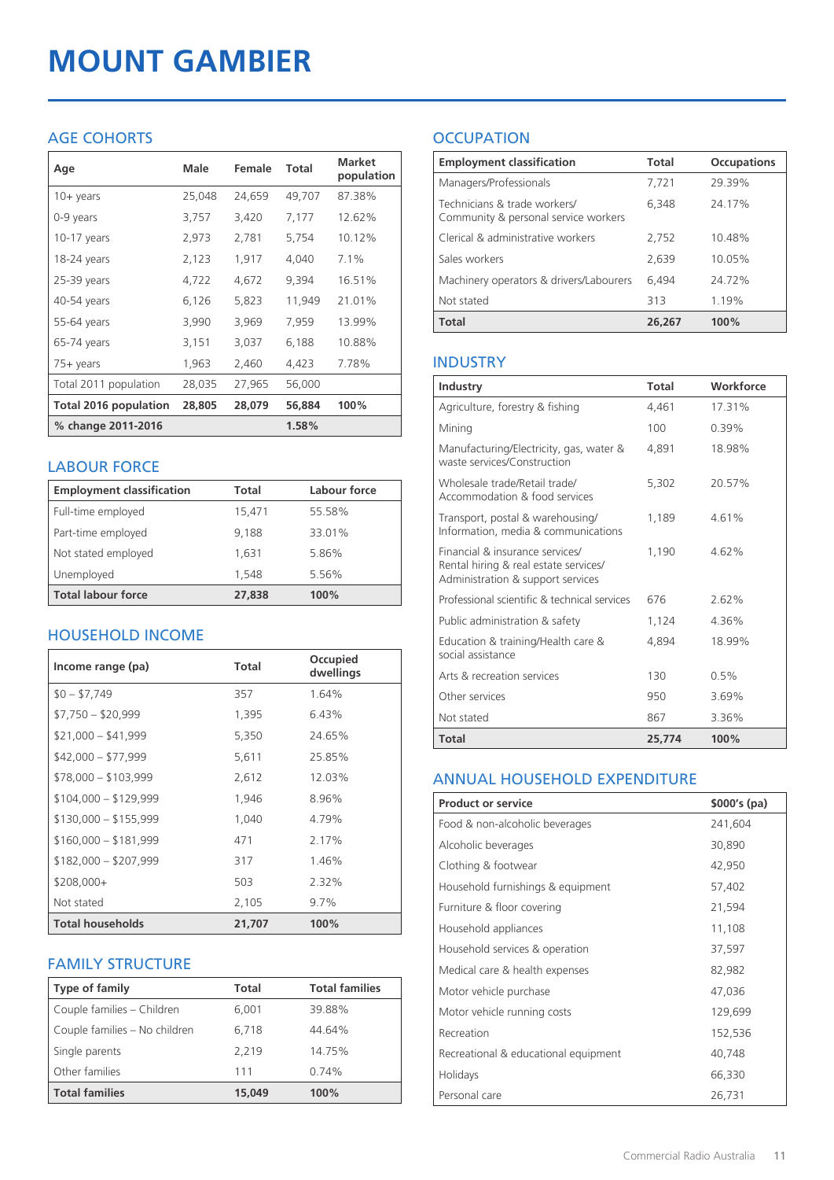# MOUNT GAMBIER

## AGE COHORTS

| Age | Male | Female | Total | Market population |
|---|---|---|---|---|
| 10+ years | 25,048 | 24,659 | 49,707 | 87.38% |
| 0-9 years | 3,757 | 3,420 | 7,177 | 12.62% |
| 10-17 years | 2,973 | 2,781 | 5,754 | 10.12% |
| 18-24 years | 2,123 | 1,917 | 4,040 | 7.1% |
| 25-39 years | 4,722 | 4,672 | 9,394 | 16.51% |
| 40-54 years | 6,126 | 5,823 | 11,949 | 21.01% |
| 55-64 years | 3,990 | 3,969 | 7,959 | 13.99% |
| 65-74 years | 3,151 | 3,037 | 6,188 | 10.88% |
| 75+ years | 1,963 | 2,460 | 4,423 | 7.78% |
| Total 2011 population | 28,035 | 27,965 | 56,000 | |
| **Total 2016 population** | **28,805** | **28,079** | **56,884** | **100%** |
| **% change 2011-2016** | | | **1.58%** | |

## LABOUR FORCE

| Employment classification | Total | Labour force |
|---|---|---|
| Full-time employed | 15,471 | 55.58% |
| Part-time employed | 9,188 | 33.01% |
| Not stated employed | 1,631 | 5.86% |
| Unemployed | 1,548 | 5.56% |
| **Total labour force** | **27,838** | **100%** |

## HOUSEHOLD INCOME

| Income range (pa) | Total | Occupied dwellings |
|---|---|---|
| $0 – $7,749 | 357 | 1.64% |
| $7,750 – $20,999 | 1,395 | 6.43% |
| $21,000 – $41,999 | 5,350 | 24.65% |
| $42,000 – $77,999 | 5,611 | 25.85% |
| $78,000 – $103,999 | 2,612 | 12.03% |
| $104,000 – $129,999 | 1,946 | 8.96% |
| $130,000 – $155,999 | 1,040 | 4.79% |
| $160,000 – $181,999 | 471 | 2.17% |
| $182,000 – $207,999 | 317 | 1.46% |
| $208,000+ | 503 | 2.32% |
| Not stated | 2,105 | 9.7% |
| **Total households** | **21,707** | **100%** |

## FAMILY STRUCTURE

| Type of family | Total | Total families |
|---|---|---|
| Couple families – Children | 6,001 | 39.88% |
| Couple families – No children | 6,718 | 44.64% |
| Single parents | 2,219 | 14.75% |
| Other families | 111 | 0.74% |
| **Total families** | **15,049** | **100%** |

## OCCUPATION

| Employment classification | Total | Occupations |
|---|---|---|
| Managers/Professionals | 7,721 | 29.39% |
| Technicians & trade workers/ Community & personal service workers | 6,348 | 24.17% |
| Clerical & administrative workers | 2,752 | 10.48% |
| Sales workers | 2,639 | 10.05% |
| Machinery operators & drivers/Labourers | 6,494 | 24.72% |
| Not stated | 313 | 1.19% |
| **Total** | **26,267** | **100%** |

## INDUSTRY

| Industry | Total | Workforce |
|---|---|---|
| Agriculture, forestry & fishing | 4,461 | 17.31% |
| Mining | 100 | 0.39% |
| Manufacturing/Electricity, gas, water & waste services/Construction | 4,891 | 18.98% |
| Wholesale trade/Retail trade/ Accommodation & food services | 5,302 | 20.57% |
| Transport, postal & warehousing/ Information, media & communications | 1,189 | 4.61% |
| Financial & insurance services/ Rental hiring & real estate services/ Administration & support services | 1,190 | 4.62% |
| Professional scientific & technical services | 676 | 2.62% |
| Public administration & safety | 1,124 | 4.36% |
| Education & training/Health care & social assistance | 4,894 | 18.99% |
| Arts & recreation services | 130 | 0.5% |
| Other services | 950 | 3.69% |
| Not stated | 867 | 3.36% |
| **Total** | **25,774** | **100%** |

## ANNUAL HOUSEHOLD EXPENDITURE

| Product or service | $000's (pa) |
|---|---|
| Food & non-alcoholic beverages | 241,604 |
| Alcoholic beverages | 30,890 |
| Clothing & footwear | 42,950 |
| Household furnishings & equipment | 57,402 |
| Furniture & floor covering | 21,594 |
| Household appliances | 11,108 |
| Household services & operation | 37,597 |
| Medical care & health expenses | 82,982 |
| Motor vehicle purchase | 47,036 |
| Motor vehicle running costs | 129,699 |
| Recreation | 152,536 |
| Recreational & educational equipment | 40,748 |
| Holidays | 66,330 |
| Personal care | 26,731 |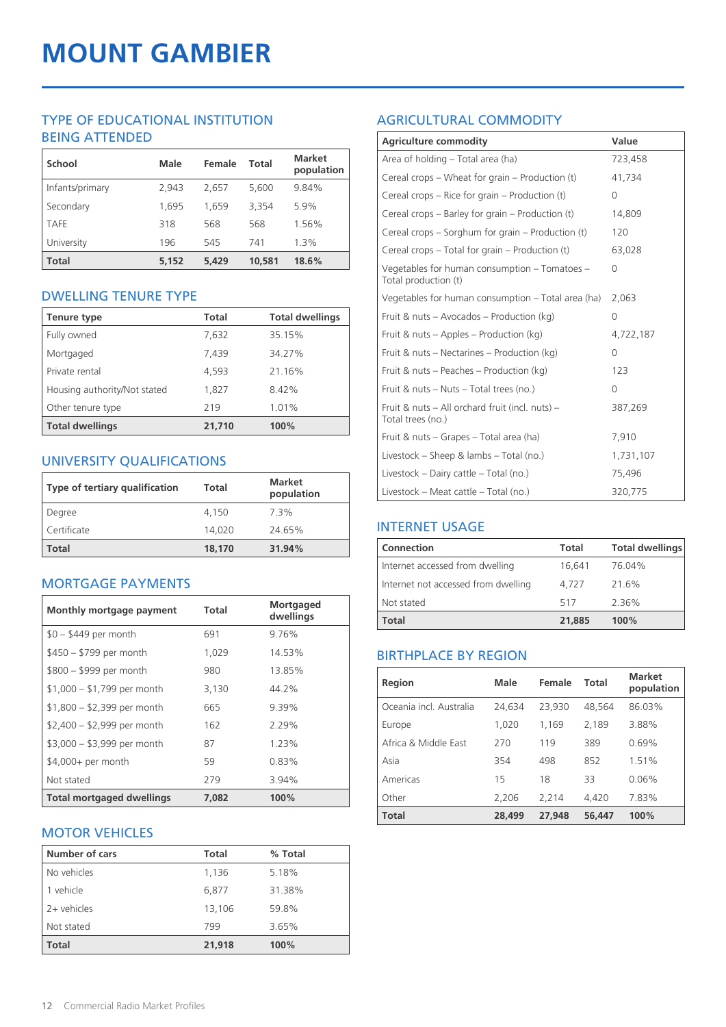# MOUNT GAMBIER

## TYPE OF EDUCATIONAL INSTITUTION BEING ATTENDED

| School | Male | Female | Total | Market population |
|---|---|---|---|---|
| Infants/primary | 2,943 | 2,657 | 5,600 | 9.84% |
| Secondary | 1,695 | 1,659 | 3,354 | 5.9% |
| TAFE | 318 | 568 | 568 | 1.56% |
| University | 196 | 545 | 741 | 1.3% |
| **Total** | **5,152** | **5,429** | **10,581** | **18.6%** |

## DWELLING TENURE TYPE

| Tenure type | Total | Total dwellings |
|---|---|---|
| Fully owned | 7,632 | 35.15% |
| Mortgaged | 7,439 | 34.27% |
| Private rental | 4,593 | 21.16% |
| Housing authority/Not stated | 1,827 | 8.42% |
| Other tenure type | 219 | 1.01% |
| **Total dwellings** | **21,710** | **100%** |

## UNIVERSITY QUALIFICATIONS

| Type of tertiary qualification | Total | Market population |
|---|---|---|
| Degree | 4,150 | 7.3% |
| Certificate | 14,020 | 24.65% |
| **Total** | **18,170** | **31.94%** |

## MORTGAGE PAYMENTS

| Monthly mortgage payment | Total | Mortgaged dwellings |
|---|---|---|
| $0 – $449 per month | 691 | 9.76% |
| $450 – $799 per month | 1,029 | 14.53% |
| $800 – $999 per month | 980 | 13.85% |
| $1,000 – $1,799 per month | 3,130 | 44.2% |
| $1,800 – $2,399 per month | 665 | 9.39% |
| $2,400 – $2,999 per month | 162 | 2.29% |
| $3,000 – $3,999 per month | 87 | 1.23% |
| $4,000+ per month | 59 | 0.83% |
| Not stated | 279 | 3.94% |
| **Total mortgaged dwellings** | **7,082** | **100%** |

## MOTOR VEHICLES

| Number of cars | Total | % Total |
|---|---|---|
| No vehicles | 1,136 | 5.18% |
| 1 vehicle | 6,877 | 31.38% |
| 2+ vehicles | 13,106 | 59.8% |
| Not stated | 799 | 3.65% |
| **Total** | **21,918** | **100%** |

## AGRICULTURAL COMMODITY

| Agriculture commodity | Value |
|---|---|
| Area of holding – Total area (ha) | 723,458 |
| Cereal crops – Wheat for grain – Production (t) | 41,734 |
| Cereal crops – Rice for grain – Production (t) | 0 |
| Cereal crops – Barley for grain – Production (t) | 14,809 |
| Cereal crops – Sorghum for grain – Production (t) | 120 |
| Cereal crops – Total for grain – Production (t) | 63,028 |
| Vegetables for human consumption – Tomatoes – Total production (t) | 0 |
| Vegetables for human consumption – Total area (ha) | 2,063 |
| Fruit & nuts – Avocados – Production (kg) | 0 |
| Fruit & nuts – Apples – Production (kg) | 4,722,187 |
| Fruit & nuts – Nectarines – Production (kg) | 0 |
| Fruit & nuts – Peaches – Production (kg) | 123 |
| Fruit & nuts – Nuts – Total trees (no.) | 0 |
| Fruit & nuts – All orchard fruit (incl. nuts) – Total trees (no.) | 387,269 |
| Fruit & nuts – Grapes – Total area (ha) | 7,910 |
| Livestock – Sheep & lambs – Total (no.) | 1,731,107 |
| Livestock – Dairy cattle – Total (no.) | 75,496 |
| Livestock – Meat cattle – Total (no.) | 320,775 |

## INTERNET USAGE

| Connection | Total | Total dwellings |
|---|---|---|
| Internet accessed from dwelling | 16,641 | 76.04% |
| Internet not accessed from dwelling | 4,727 | 21.6% |
| Not stated | 517 | 2.36% |
| **Total** | **21,885** | **100%** |

## BIRTHPLACE BY REGION

| Region | Male | Female | Total | Market population |
|---|---|---|---|---|
| Oceania incl. Australia | 24,634 | 23,930 | 48,564 | 86.03% |
| Europe | 1,020 | 1,169 | 2,189 | 3.88% |
| Africa & Middle East | 270 | 119 | 389 | 0.69% |
| Asia | 354 | 498 | 852 | 1.51% |
| Americas | 15 | 18 | 33 | 0.06% |
| Other | 2,206 | 2,214 | 4,420 | 7.83% |
| **Total** | **28,499** | **27,948** | **56,447** | **100%** |